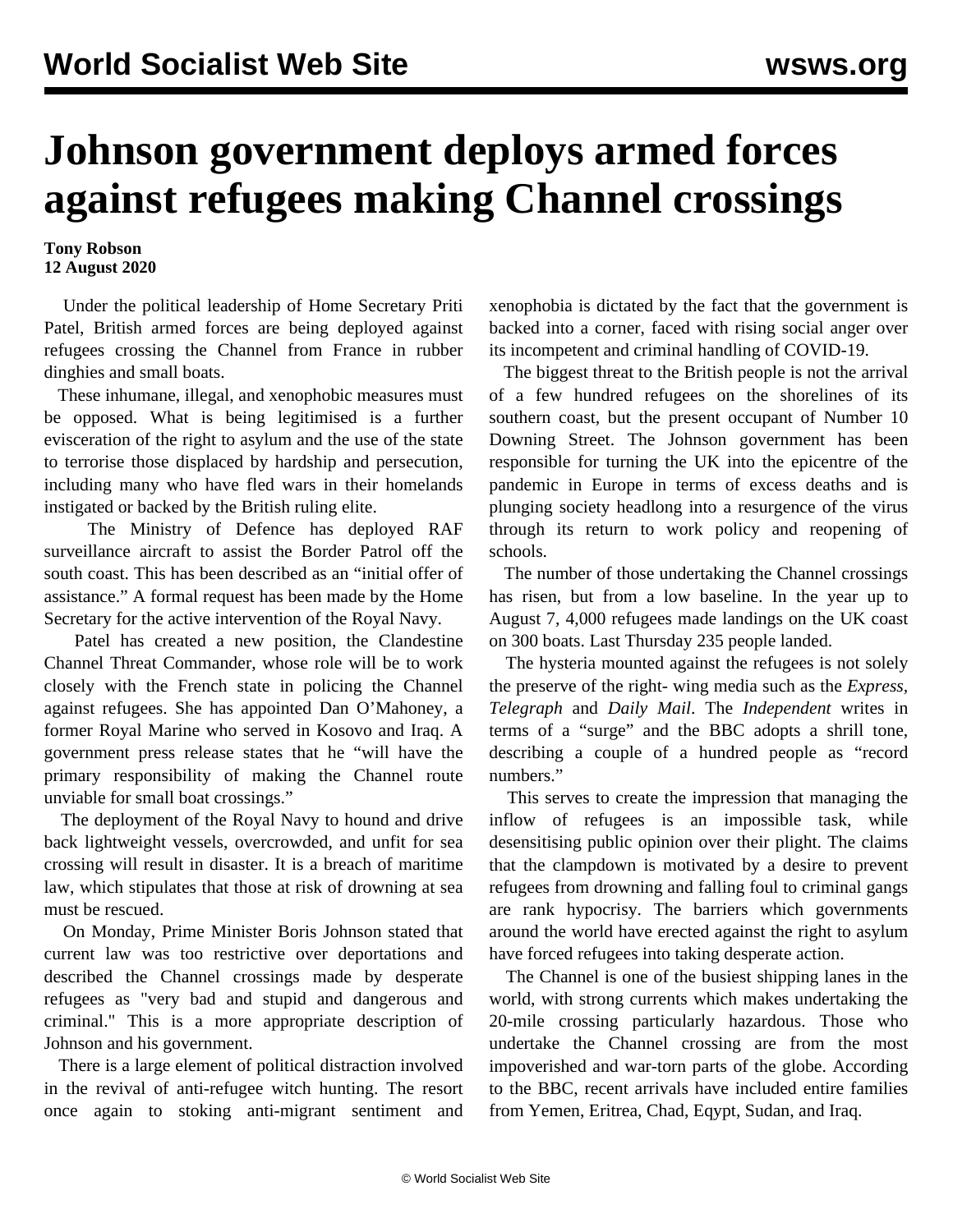# Johnson government deploys armed forces against refugees making Channel crossings

**Tony Robson**
**12 August 2020**

Under the political leadership of Home Secretary Priti Patel, British armed forces are being deployed against refugees crossing the Channel from France in rubber dinghies and small boats.

These inhumane, illegal, and xenophobic measures must be opposed. What is being legitimised is a further evisceration of the right to asylum and the use of the state to terrorise those displaced by hardship and persecution, including many who have fled wars in their homelands instigated or backed by the British ruling elite.

The Ministry of Defence has deployed RAF surveillance aircraft to assist the Border Patrol off the south coast. This has been described as an "initial offer of assistance." A formal request has been made by the Home Secretary for the active intervention of the Royal Navy.

Patel has created a new position, the Clandestine Channel Threat Commander, whose role will be to work closely with the French state in policing the Channel against refugees. She has appointed Dan O'Mahoney, a former Royal Marine who served in Kosovo and Iraq. A government press release states that he "will have the primary responsibility of making the Channel route unviable for small boat crossings."

The deployment of the Royal Navy to hound and drive back lightweight vessels, overcrowded, and unfit for sea crossing will result in disaster. It is a breach of maritime law, which stipulates that those at risk of drowning at sea must be rescued.

On Monday, Prime Minister Boris Johnson stated that current law was too restrictive over deportations and described the Channel crossings made by desperate refugees as "very bad and stupid and dangerous and criminal." This is a more appropriate description of Johnson and his government.

There is a large element of political distraction involved in the revival of anti-refugee witch hunting. The resort once again to stoking anti-migrant sentiment and xenophobia is dictated by the fact that the government is backed into a corner, faced with rising social anger over its incompetent and criminal handling of COVID-19.

The biggest threat to the British people is not the arrival of a few hundred refugees on the shorelines of its southern coast, but the present occupant of Number 10 Downing Street. The Johnson government has been responsible for turning the UK into the epicentre of the pandemic in Europe in terms of excess deaths and is plunging society headlong into a resurgence of the virus through its return to work policy and reopening of schools.

The number of those undertaking the Channel crossings has risen, but from a low baseline. In the year up to August 7, 4,000 refugees made landings on the UK coast on 300 boats. Last Thursday 235 people landed.

The hysteria mounted against the refugees is not solely the preserve of the right- wing media such as the *Express, Telegraph* and *Daily Mail*. The *Independent* writes in terms of a "surge" and the BBC adopts a shrill tone, describing a couple of a hundred people as "record numbers."

This serves to create the impression that managing the inflow of refugees is an impossible task, while desensitising public opinion over their plight. The claims that the clampdown is motivated by a desire to prevent refugees from drowning and falling foul to criminal gangs are rank hypocrisy. The barriers which governments around the world have erected against the right to asylum have forced refugees into taking desperate action.

The Channel is one of the busiest shipping lanes in the world, with strong currents which makes undertaking the 20-mile crossing particularly hazardous. Those who undertake the Channel crossing are from the most impoverished and war-torn parts of the globe. According to the BBC, recent arrivals have included entire families from Yemen, Eritrea, Chad, Eqypt, Sudan, and Iraq.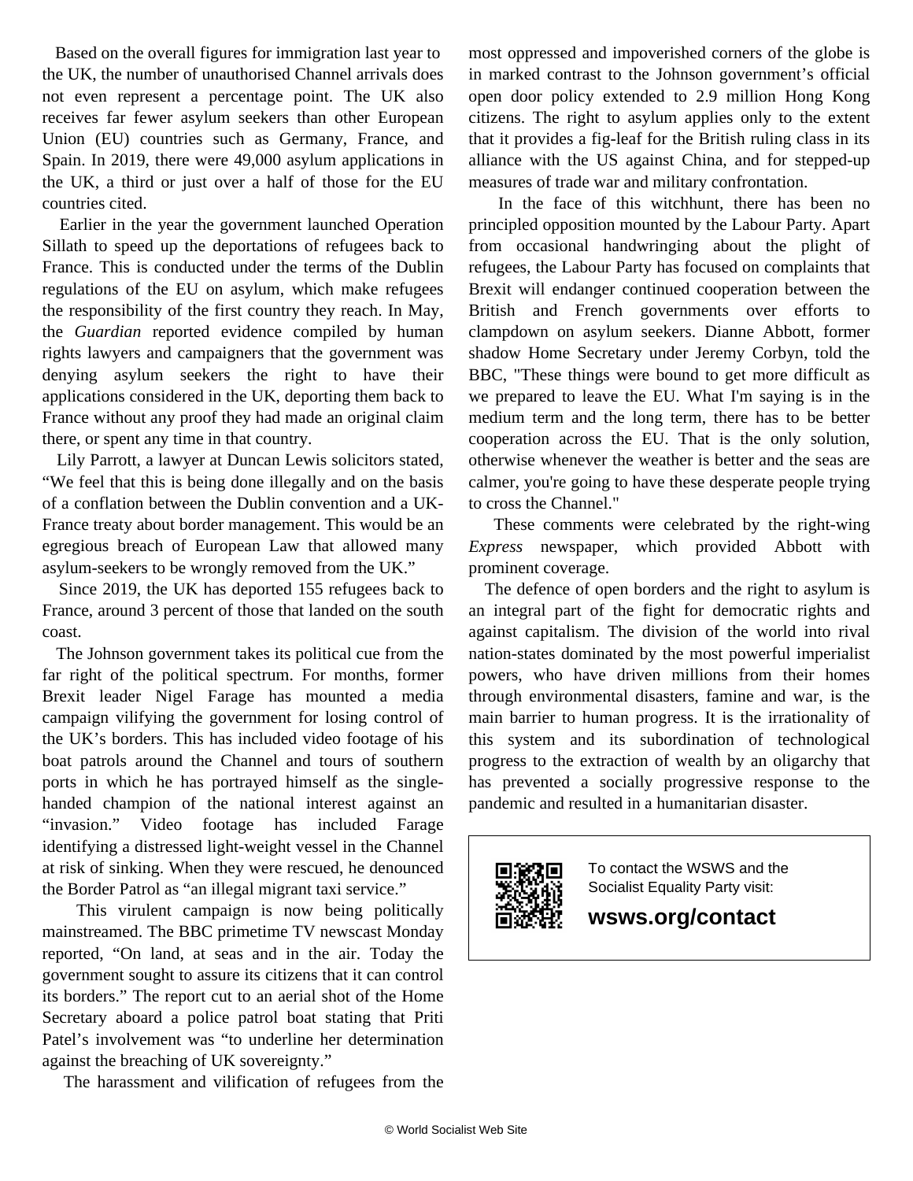Based on the overall figures for immigration last year to the UK, the number of unauthorised Channel arrivals does not even represent a percentage point. The UK also receives far fewer asylum seekers than other European Union (EU) countries such as Germany, France, and Spain. In 2019, there were 49,000 asylum applications in the UK, a third or just over a half of those for the EU countries cited.

Earlier in the year the government launched Operation Sillath to speed up the deportations of refugees back to France. This is conducted under the terms of the Dublin regulations of the EU on asylum, which make refugees the responsibility of the first country they reach. In May, the *Guardian* reported evidence compiled by human rights lawyers and campaigners that the government was denying asylum seekers the right to have their applications considered in the UK, deporting them back to France without any proof they had made an original claim there, or spent any time in that country.

Lily Parrott, a lawyer at Duncan Lewis solicitors stated, "We feel that this is being done illegally and on the basis of a conflation between the Dublin convention and a UK-France treaty about border management. This would be an egregious breach of European Law that allowed many asylum-seekers to be wrongly removed from the UK."

Since 2019, the UK has deported 155 refugees back to France, around 3 percent of those that landed on the south coast.

The Johnson government takes its political cue from the far right of the political spectrum. For months, former Brexit leader Nigel Farage has mounted a media campaign vilifying the government for losing control of the UK's borders. This has included video footage of his boat patrols around the Channel and tours of southern ports in which he has portrayed himself as the single-handed champion of the national interest against an "invasion." Video footage has included Farage identifying a distressed light-weight vessel in the Channel at risk of sinking. When they were rescued, he denounced the Border Patrol as "an illegal migrant taxi service."

This virulent campaign is now being politically mainstreamed. The BBC primetime TV newscast Monday reported, "On land, at seas and in the air. Today the government sought to assure its citizens that it can control its borders." The report cut to an aerial shot of the Home Secretary aboard a police patrol boat stating that Priti Patel's involvement was "to underline her determination against the breaching of UK sovereignty."

The harassment and vilification of refugees from the most oppressed and impoverished corners of the globe is in marked contrast to the Johnson government's official open door policy extended to 2.9 million Hong Kong citizens. The right to asylum applies only to the extent that it provides a fig-leaf for the British ruling class in its alliance with the US against China, and for stepped-up measures of trade war and military confrontation.

In the face of this witchhunt, there has been no principled opposition mounted by the Labour Party. Apart from occasional handwringing about the plight of refugees, the Labour Party has focused on complaints that Brexit will endanger continued cooperation between the British and French governments over efforts to clampdown on asylum seekers. Dianne Abbott, former shadow Home Secretary under Jeremy Corbyn, told the BBC, "These things were bound to get more difficult as we prepared to leave the EU. What I'm saying is in the medium term and the long term, there has to be better cooperation across the EU. That is the only solution, otherwise whenever the weather is better and the seas are calmer, you're going to have these desperate people trying to cross the Channel."

These comments were celebrated by the right-wing *Express* newspaper, which provided Abbott with prominent coverage.

The defence of open borders and the right to asylum is an integral part of the fight for democratic rights and against capitalism. The division of the world into rival nation-states dominated by the most powerful imperialist powers, who have driven millions from their homes through environmental disasters, famine and war, is the main barrier to human progress. It is the irrationality of this system and its subordination of technological progress to the extraction of wealth by an oligarchy that has prevented a socially progressive response to the pandemic and resulted in a humanitarian disaster.

To contact the WSWS and the Socialist Equality Party visit:

**wsws.org/contact**